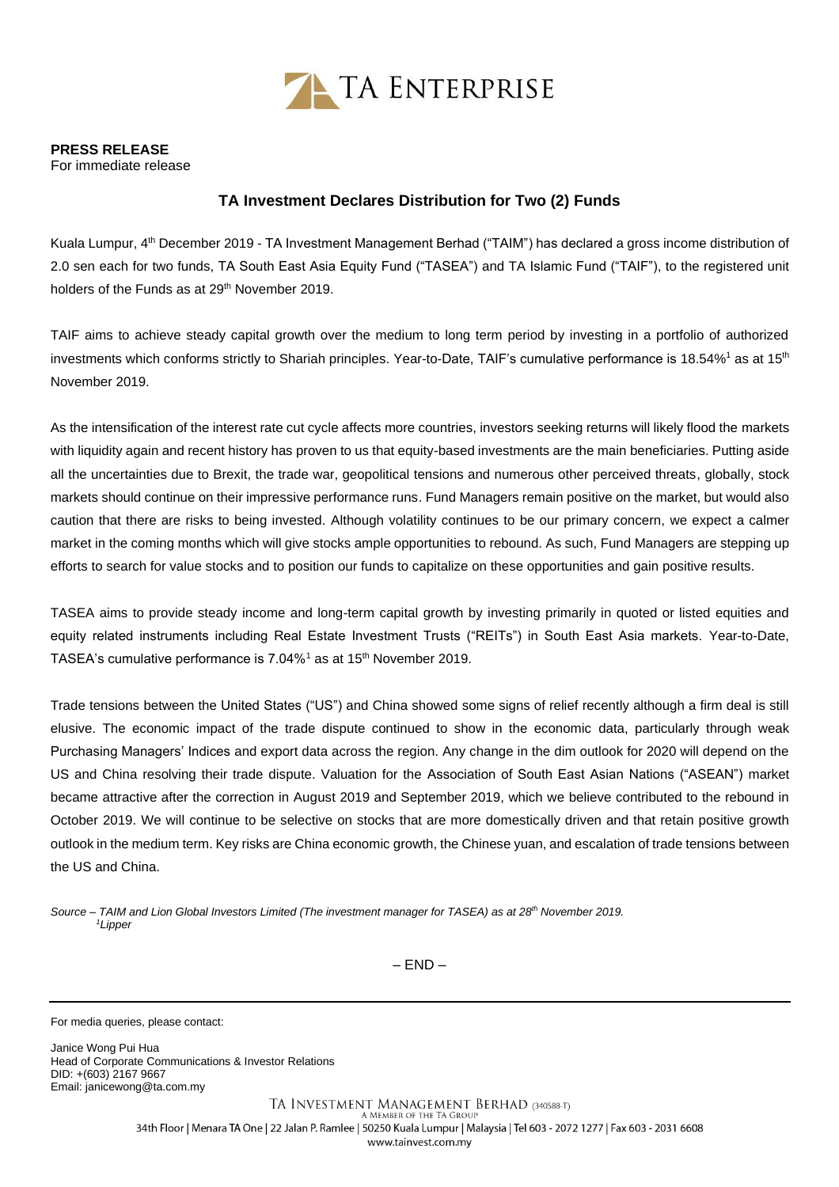TA ENTERPRISE

**PRESS RELEASE**
For immediate release

## TA Investment Declares Distribution for Two (2) Funds

Kuala Lumpur, 4th December 2019 - TA Investment Management Berhad ("TAIM") has declared a gross income distribution of 2.0 sen each for two funds, TA South East Asia Equity Fund ("TASEA") and TA Islamic Fund ("TAIF"), to the registered unit holders of the Funds as at 29th November 2019.

TAIF aims to achieve steady capital growth over the medium to long term period by investing in a portfolio of authorized investments which conforms strictly to Shariah principles. Year-to-Date, TAIF's cumulative performance is 18.54%[1] as at 15th November 2019.

As the intensification of the interest rate cut cycle affects more countries, investors seeking returns will likely flood the markets with liquidity again and recent history has proven to us that equity-based investments are the main beneficiaries. Putting aside all the uncertainties due to Brexit, the trade war, geopolitical tensions and numerous other perceived threats, globally, stock markets should continue on their impressive performance runs. Fund Managers remain positive on the market, but would also caution that there are risks to being invested. Although volatility continues to be our primary concern, we expect a calmer market in the coming months which will give stocks ample opportunities to rebound. As such, Fund Managers are stepping up efforts to search for value stocks and to position our funds to capitalize on these opportunities and gain positive results.

TASEA aims to provide steady income and long-term capital growth by investing primarily in quoted or listed equities and equity related instruments including Real Estate Investment Trusts ("REITs") in South East Asia markets. Year-to-Date, TASEA's cumulative performance is 7.04%[1] as at 15th November 2019.

Trade tensions between the United States ("US") and China showed some signs of relief recently although a firm deal is still elusive. The economic impact of the trade dispute continued to show in the economic data, particularly through weak Purchasing Managers' Indices and export data across the region. Any change in the dim outlook for 2020 will depend on the US and China resolving their trade dispute. Valuation for the Association of South East Asian Nations ("ASEAN") market became attractive after the correction in August 2019 and September 2019, which we believe contributed to the rebound in October 2019. We will continue to be selective on stocks that are more domestically driven and that retain positive growth outlook in the medium term. Key risks are China economic growth, the Chinese yuan, and escalation of trade tensions between the US and China.

*Source – TAIM and Lion Global Investors Limited (The investment manager for TASEA) as at 28th November 2019.*
*[1]Lipper*

– END –

---

For media queries, please contact:

Janice Wong Pui Hua
Head of Corporate Communications & Investor Relations
DID: +(603) 2167 9667
Email: janicewong@ta.com.my

TA INVESTMENT MANAGEMENT BERHAD (340588-T)
A MEMBER OF THE TA GROUP
34th Floor | Menara TA One | 22 Jalan P. Ramlee | 50250 Kuala Lumpur | Malaysia | Tel 603 - 2072 1277 | Fax 603 - 2031 6608
www.tainvest.com.my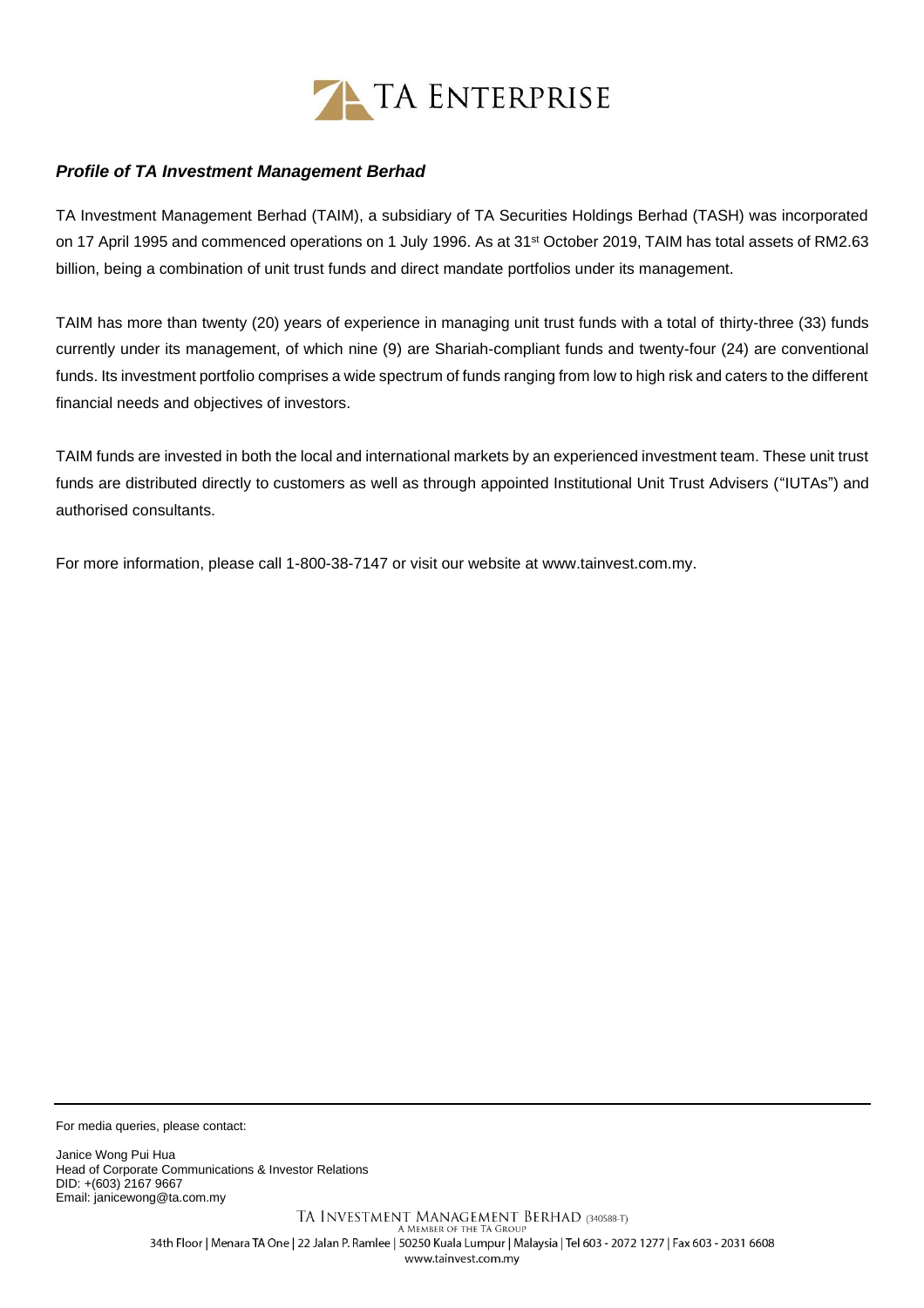### *Profile of TA Investment Management Berhad*

TA Investment Management Berhad (TAIM), a subsidiary of TA Securities Holdings Berhad (TASH) was incorporated on 17 April 1995 and commenced operations on 1 July 1996. As at 31st October 2019, TAIM has total assets of RM2.63 billion, being a combination of unit trust funds and direct mandate portfolios under its management.

TAIM has more than twenty (20) years of experience in managing unit trust funds with a total of thirty-three (33) funds currently under its management, of which nine (9) are Shariah-compliant funds and twenty-four (24) are conventional funds. Its investment portfolio comprises a wide spectrum of funds ranging from low to high risk and caters to the different financial needs and objectives of investors.

TAIM funds are invested in both the local and international markets by an experienced investment team. These unit trust funds are distributed directly to customers as well as through appointed Institutional Unit Trust Advisers ("IUTAs") and authorised consultants.

For more information, please call 1-800-38-7147 or visit our website at www.tainvest.com.my.

---

For media queries, please contact:

Janice Wong Pui Hua
Head of Corporate Communications & Investor Relations
DID: +(603) 2167 9667
Email: janicewong@ta.com.my